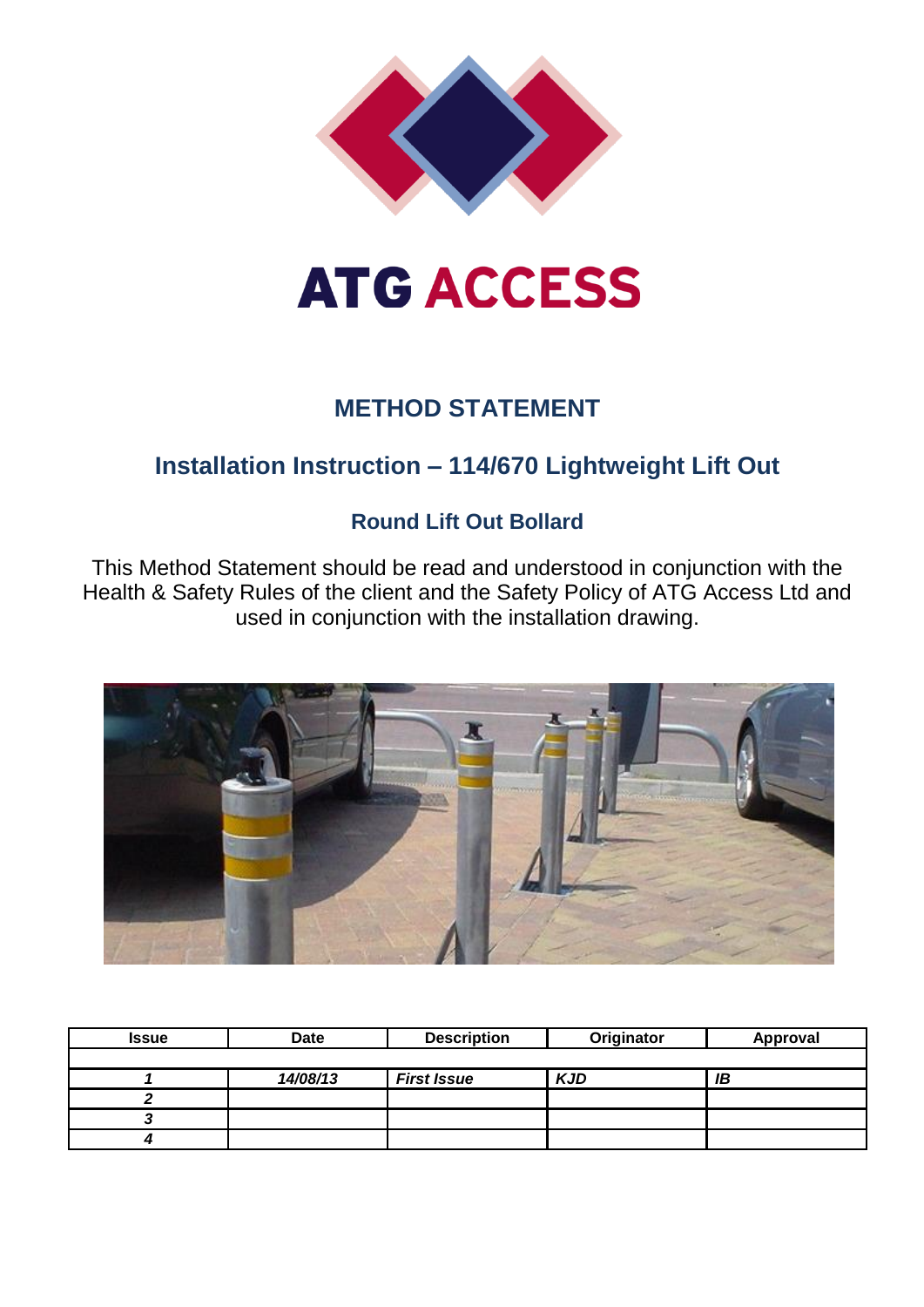# ATG ACCESS

## METHOD STATEMENT

## Installation Instruction – 114/670 Lightweight Lift Out

### Round Lift Out Bollard

This Method Statement should be read and understood in conjunction with the Health & Safety Rules of the client and the Safety Policy of ATG Access Ltd and used in conjunction with the installation drawing.

| Issue | Date | Description | Originator | Approval |
|---|---|---|---|---|
| | | | | |
| *1* | *14/08/13* | *First Issue* | *KJD* | *IB* |
| *2* | | | | |
| *3* | | | | |
| *4* | | | | |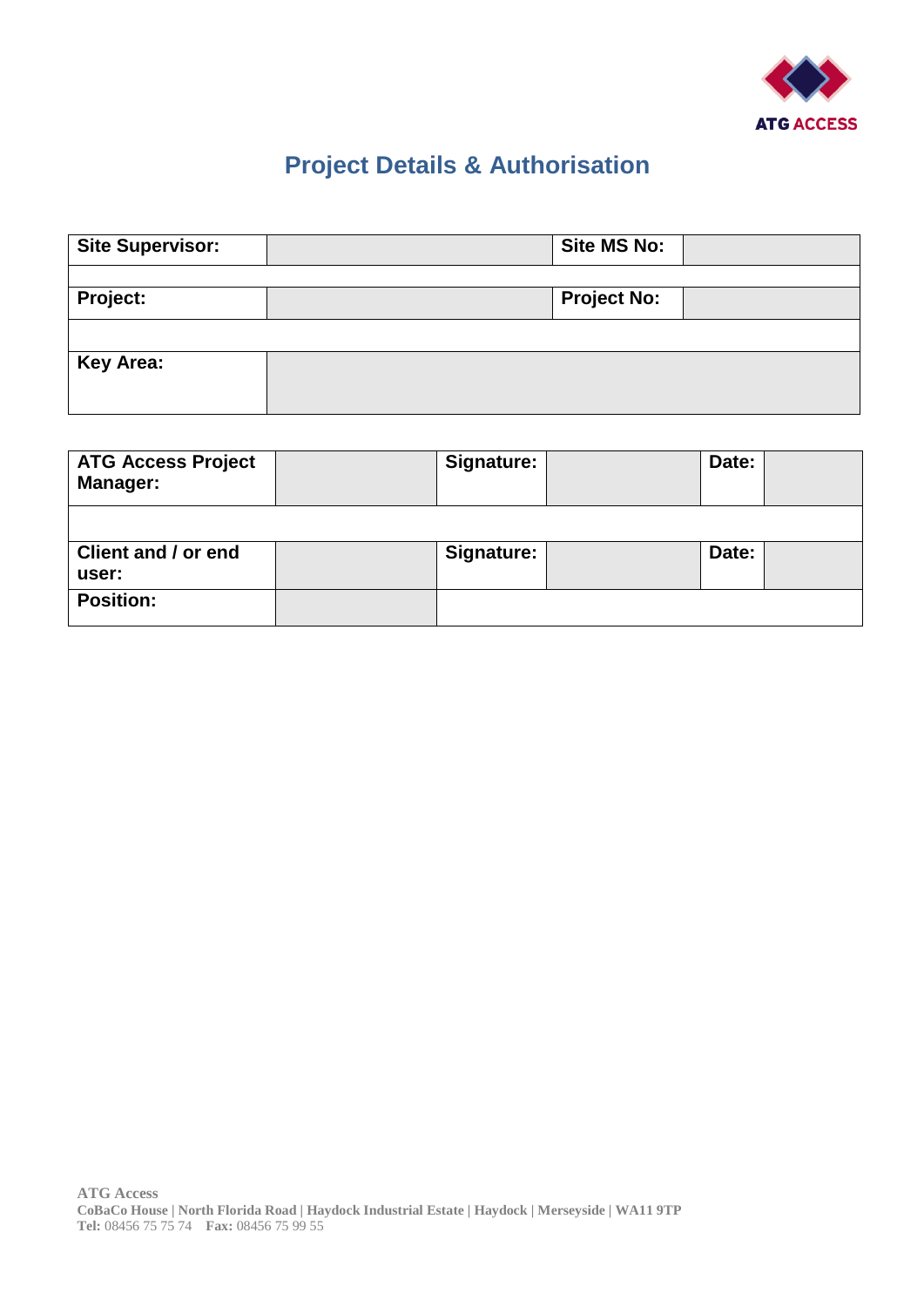# Project Details & Authorisation

| **Site Supervisor:** | | **Site MS No:** | |
|---|---|---|---|
| | | | |
| **Project:** | | **Project No:** | |
| | | | |
| **Key Area:** | | | |

| **ATG Access Project Manager:** | | **Signature:** | | **Date:** | |
|---|---|---|---|---|---|
| | | | | | |
| **Client and / or end user:** | | **Signature:** | | **Date:** | |
| **Position:** | | | | | |

**ATG Access**
**CoBaCo House | North Florida Road | Haydock Industrial Estate | Haydock | Merseyside | WA11 9TP**
**Tel:** 08456 75 75 74 **Fax:** 08456 75 99 55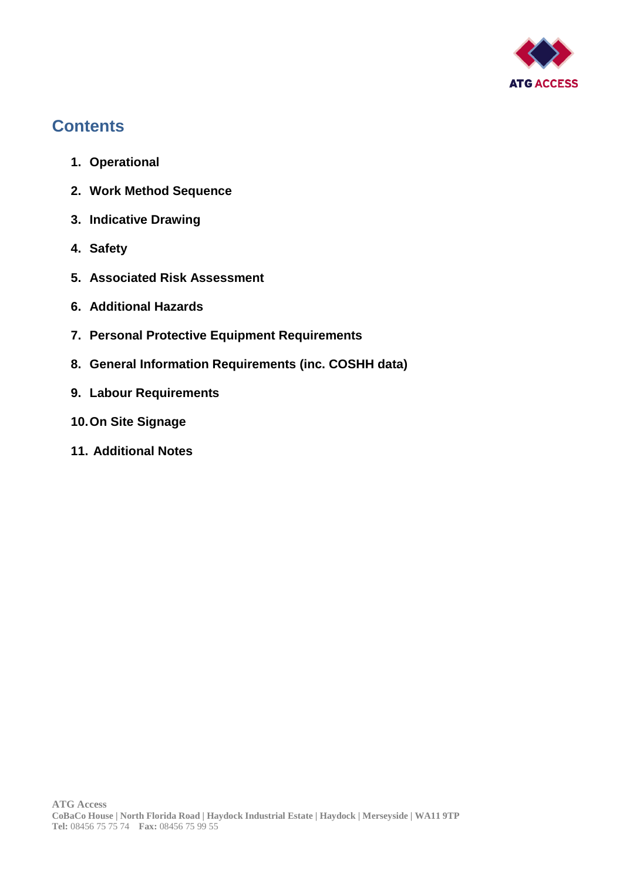# Contents

1. **Operational**
2. **Work Method Sequence**
3. **Indicative Drawing**
4. **Safety**
5. **Associated Risk Assessment**
6. **Additional Hazards**
7. **Personal Protective Equipment Requirements**
8. **General Information Requirements (inc. COSHH data)**
9. **Labour Requirements**
10. **On Site Signage**
11. **Additional Notes**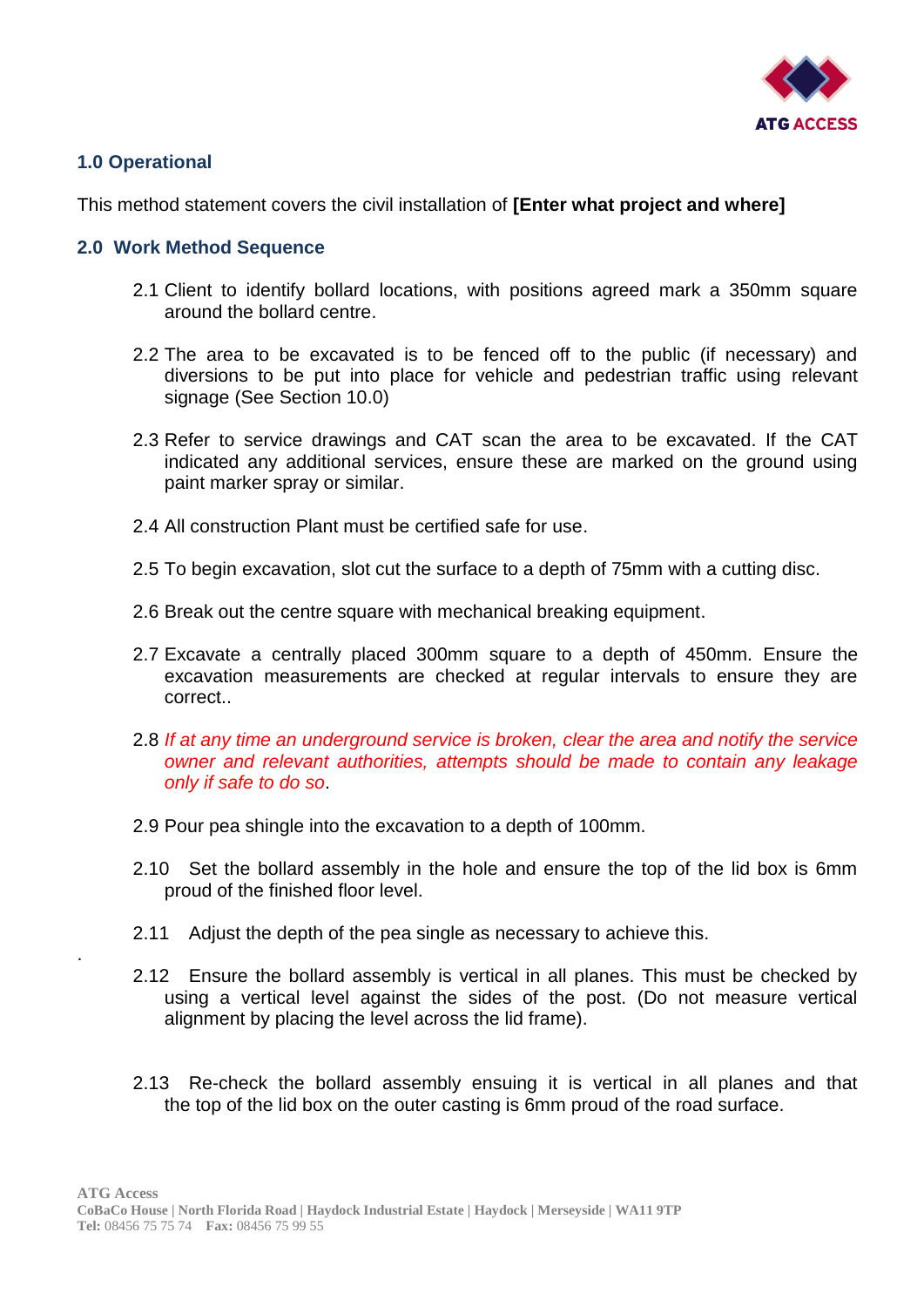## 1.0 Operational

This method statement covers the civil installation of **[Enter what project and where]**

## 2.0 Work Method Sequence

2.1 Client to identify bollard locations, with positions agreed mark a 350mm square around the bollard centre.

2.2 The area to be excavated is to be fenced off to the public (if necessary) and diversions to be put into place for vehicle and pedestrian traffic using relevant signage (See Section 10.0)

2.3 Refer to service drawings and CAT scan the area to be excavated. If the CAT indicated any additional services, ensure these are marked on the ground using paint marker spray or similar.

2.4 All construction Plant must be certified safe for use.

2.5 To begin excavation, slot cut the surface to a depth of 75mm with a cutting disc.

2.6 Break out the centre square with mechanical breaking equipment.

2.7 Excavate a centrally placed 300mm square to a depth of 450mm. Ensure the excavation measurements are checked at regular intervals to ensure they are correct..

2.8 *If at any time an underground service is broken, clear the area and notify the service owner and relevant authorities, attempts should be made to contain any leakage only if safe to do so*.

2.9 Pour pea shingle into the excavation to a depth of 100mm.

2.10 Set the bollard assembly in the hole and ensure the top of the lid box is 6mm proud of the finished floor level.

2.11 Adjust the depth of the pea single as necessary to achieve this.

2.12 Ensure the bollard assembly is vertical in all planes. This must be checked by using a vertical level against the sides of the post. (Do not measure vertical alignment by placing the level across the lid frame).

2.13 Re-check the bollard assembly ensuing it is vertical in all planes and that the top of the lid box on the outer casting is 6mm proud of the road surface.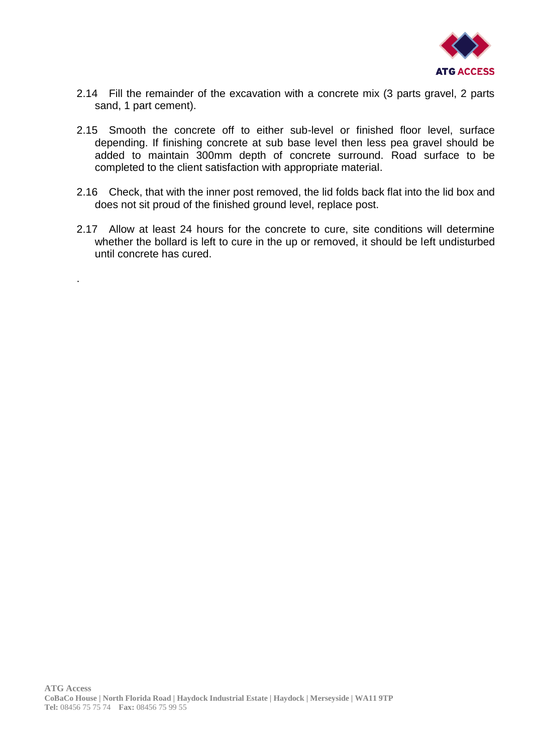2.14 Fill the remainder of the excavation with a concrete mix (3 parts gravel, 2 parts sand, 1 part cement).

2.15 Smooth the concrete off to either sub-level or finished floor level, surface depending. If finishing concrete at sub base level then less pea gravel should be added to maintain 300mm depth of concrete surround. Road surface to be completed to the client satisfaction with appropriate material.

2.16 Check, that with the inner post removed, the lid folds back flat into the lid box and does not sit proud of the finished ground level, replace post.

2.17 Allow at least 24 hours for the concrete to cure, site conditions will determine whether the bollard is left to cure in the up or removed, it should be left undisturbed until concrete has cured.

.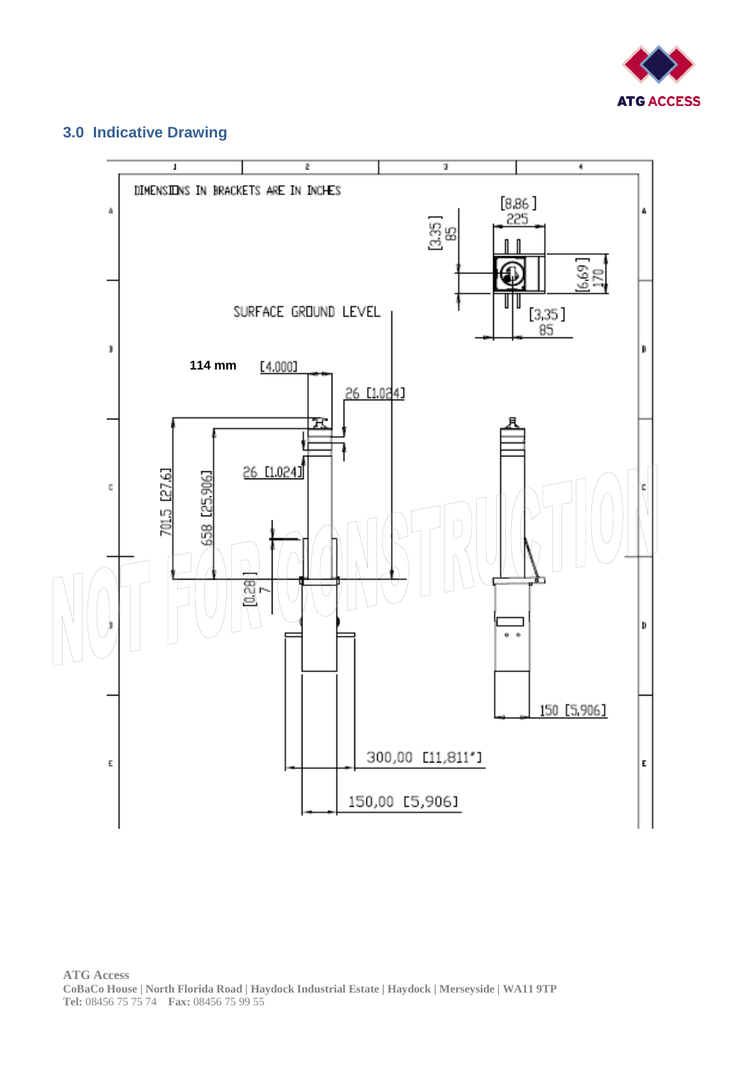## 3.0 Indicative Drawing

DIMENSIONS IN BRACKETS ARE IN INCHES

[8,86] 225

[3,35] 85

[6,69] 170

[3,35] 85

SURFACE GROUND LEVEL

114 mm [4,000]

26 [1,024]

26 [1,024]

701,5 [27,6]

658 [25,906]

[0,28] 7

150 [5,906]

300,00 [11,811"]

150,00 [5,906]

NOT FOR CONSTRUCTION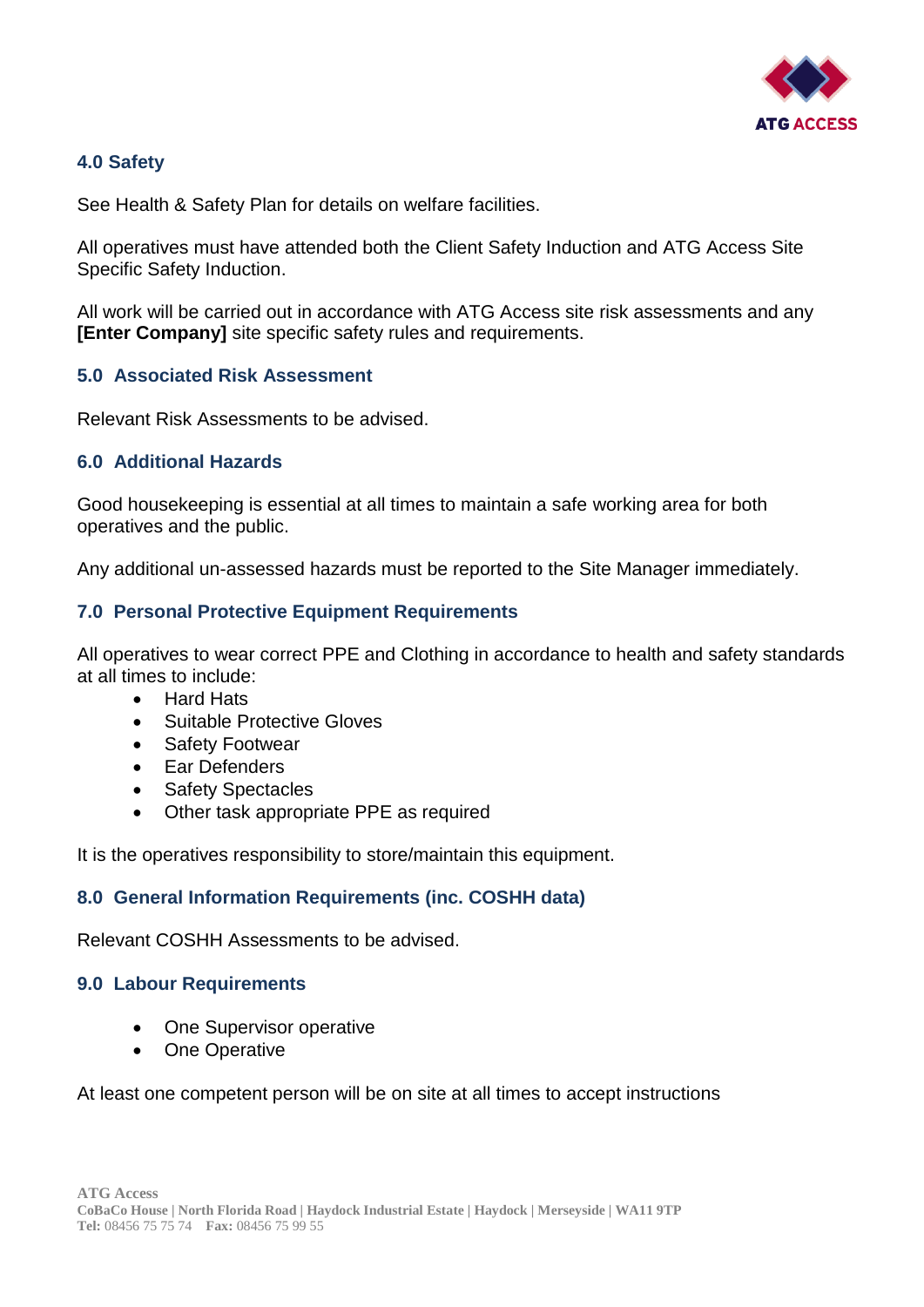## 4.0 Safety

See Health & Safety Plan for details on welfare facilities.

All operatives must have attended both the Client Safety Induction and ATG Access Site Specific Safety Induction.

All work will be carried out in accordance with ATG Access site risk assessments and any **[Enter Company]** site specific safety rules and requirements.

## 5.0 Associated Risk Assessment

Relevant Risk Assessments to be advised.

## 6.0 Additional Hazards

Good housekeeping is essential at all times to maintain a safe working area for both operatives and the public.

Any additional un-assessed hazards must be reported to the Site Manager immediately.

## 7.0 Personal Protective Equipment Requirements

All operatives to wear correct PPE and Clothing in accordance to health and safety standards at all times to include:

- Hard Hats
- Suitable Protective Gloves
- Safety Footwear
- Ear Defenders
- Safety Spectacles
- Other task appropriate PPE as required

It is the operatives responsibility to store/maintain this equipment.

## 8.0 General Information Requirements (inc. COSHH data)

Relevant COSHH Assessments to be advised.

## 9.0 Labour Requirements

- One Supervisor operative
- One Operative

At least one competent person will be on site at all times to accept instructions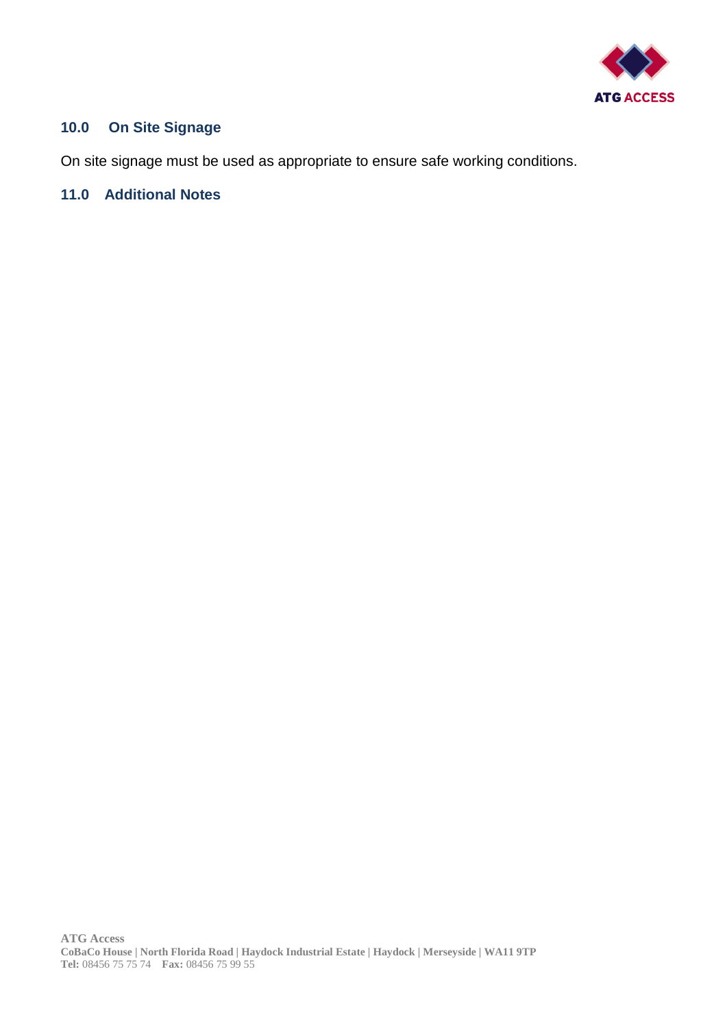## 10.0 On Site Signage

On site signage must be used as appropriate to ensure safe working conditions.

## 11.0 Additional Notes